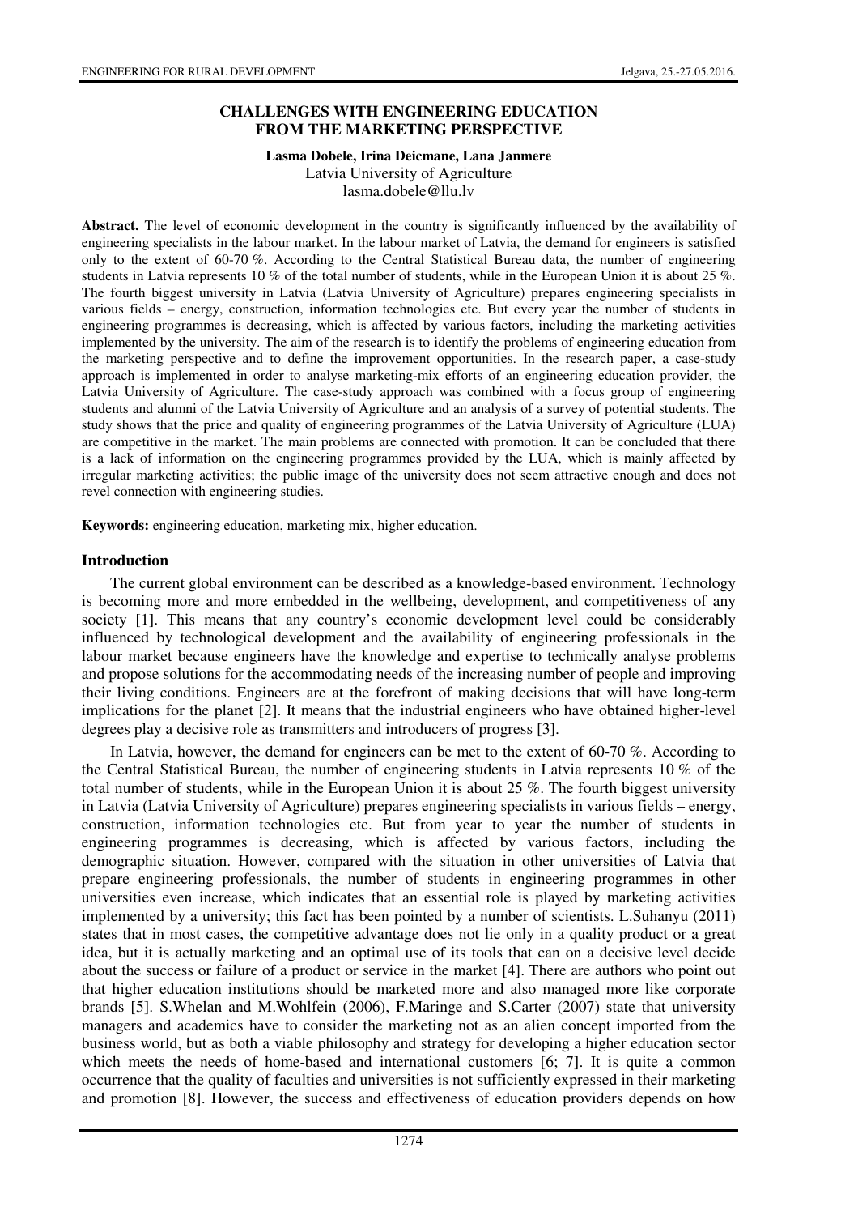# CHALLENGES WITH ENGINEERING EDUCATION FROM THE MARKETING PERSPECTIVE

**Lasma Dobele, Irina Deicmane, Lana Janmere**
Latvia University of Agriculture
lasma.dobele@llu.lv

**Abstract.** The level of economic development in the country is significantly influenced by the availability of engineering specialists in the labour market. In the labour market of Latvia, the demand for engineers is satisfied only to the extent of 60-70 %. According to the Central Statistical Bureau data, the number of engineering students in Latvia represents 10 % of the total number of students, while in the European Union it is about 25 %. The fourth biggest university in Latvia (Latvia University of Agriculture) prepares engineering specialists in various fields – energy, construction, information technologies etc. But every year the number of students in engineering programmes is decreasing, which is affected by various factors, including the marketing activities implemented by the university. The aim of the research is to identify the problems of engineering education from the marketing perspective and to define the improvement opportunities. In the research paper, a case-study approach is implemented in order to analyse marketing-mix efforts of an engineering education provider, the Latvia University of Agriculture. The case-study approach was combined with a focus group of engineering students and alumni of the Latvia University of Agriculture and an analysis of a survey of potential students. The study shows that the price and quality of engineering programmes of the Latvia University of Agriculture (LUA) are competitive in the market. The main problems are connected with promotion. It can be concluded that there is a lack of information on the engineering programmes provided by the LUA, which is mainly affected by irregular marketing activities; the public image of the university does not seem attractive enough and does not revel connection with engineering studies.

**Keywords:** engineering education, marketing mix, higher education.

## Introduction

The current global environment can be described as a knowledge-based environment. Technology is becoming more and more embedded in the wellbeing, development, and competitiveness of any society [1]. This means that any country's economic development level could be considerably influenced by technological development and the availability of engineering professionals in the labour market because engineers have the knowledge and expertise to technically analyse problems and propose solutions for the accommodating needs of the increasing number of people and improving their living conditions. Engineers are at the forefront of making decisions that will have long-term implications for the planet [2]. It means that the industrial engineers who have obtained higher-level degrees play a decisive role as transmitters and introducers of progress [3].

In Latvia, however, the demand for engineers can be met to the extent of 60-70 %. According to the Central Statistical Bureau, the number of engineering students in Latvia represents 10 % of the total number of students, while in the European Union it is about 25 %. The fourth biggest university in Latvia (Latvia University of Agriculture) prepares engineering specialists in various fields – energy, construction, information technologies etc. But from year to year the number of students in engineering programmes is decreasing, which is affected by various factors, including the demographic situation. However, compared with the situation in other universities of Latvia that prepare engineering professionals, the number of students in engineering programmes in other universities even increase, which indicates that an essential role is played by marketing activities implemented by a university; this fact has been pointed by a number of scientists. L.Suhanyu (2011) states that in most cases, the competitive advantage does not lie only in a quality product or a great idea, but it is actually marketing and an optimal use of its tools that can on a decisive level decide about the success or failure of a product or service in the market [4]. There are authors who point out that higher education institutions should be marketed more and also managed more like corporate brands [5]. S.Whelan and M.Wohlfein (2006), F.Maringe and S.Carter (2007) state that university managers and academics have to consider the marketing not as an alien concept imported from the business world, but as both a viable philosophy and strategy for developing a higher education sector which meets the needs of home-based and international customers [6; 7]. It is quite a common occurrence that the quality of faculties and universities is not sufficiently expressed in their marketing and promotion [8]. However, the success and effectiveness of education providers depends on how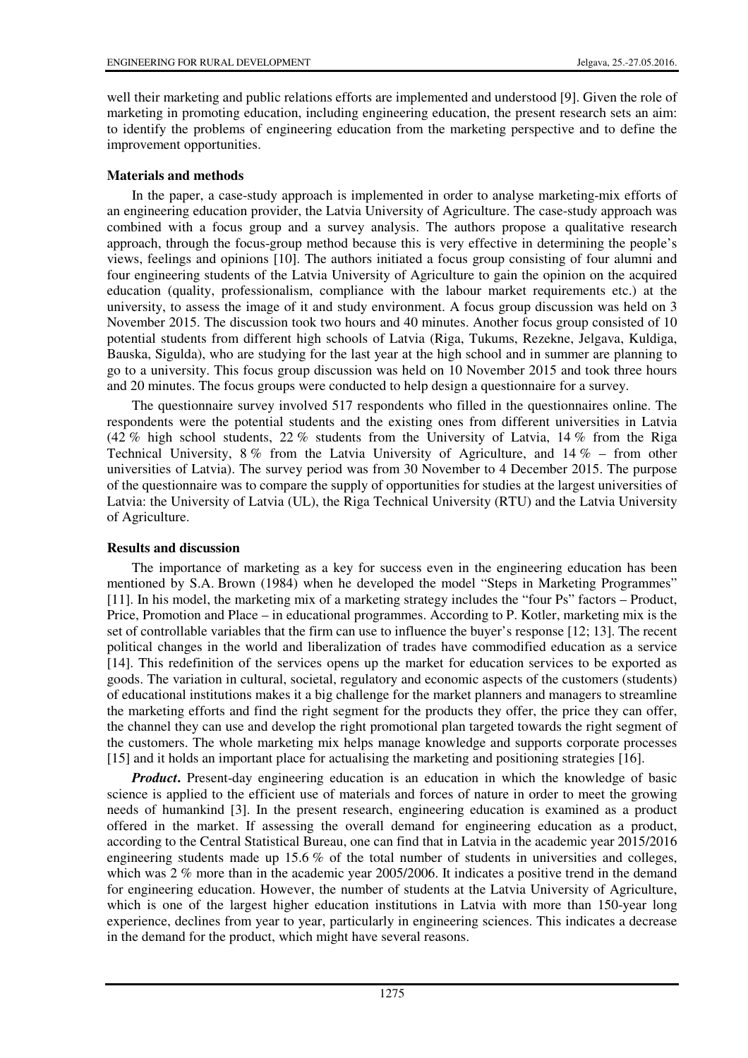well their marketing and public relations efforts are implemented and understood [9]. Given the role of marketing in promoting education, including engineering education, the present research sets an aim: to identify the problems of engineering education from the marketing perspective and to define the improvement opportunities.

## Materials and methods

In the paper, a case-study approach is implemented in order to analyse marketing-mix efforts of an engineering education provider, the Latvia University of Agriculture. The case-study approach was combined with a focus group and a survey analysis. The authors propose a qualitative research approach, through the focus-group method because this is very effective in determining the people's views, feelings and opinions [10]. The authors initiated a focus group consisting of four alumni and four engineering students of the Latvia University of Agriculture to gain the opinion on the acquired education (quality, professionalism, compliance with the labour market requirements etc.) at the university, to assess the image of it and study environment. A focus group discussion was held on 3 November 2015. The discussion took two hours and 40 minutes. Another focus group consisted of 10 potential students from different high schools of Latvia (Riga, Tukums, Rezekne, Jelgava, Kuldiga, Bauska, Sigulda), who are studying for the last year at the high school and in summer are planning to go to a university. This focus group discussion was held on 10 November 2015 and took three hours and 20 minutes. The focus groups were conducted to help design a questionnaire for a survey.

The questionnaire survey involved 517 respondents who filled in the questionnaires online. The respondents were the potential students and the existing ones from different universities in Latvia (42 % high school students, 22 % students from the University of Latvia, 14 % from the Riga Technical University, 8 % from the Latvia University of Agriculture, and 14 % – from other universities of Latvia). The survey period was from 30 November to 4 December 2015. The purpose of the questionnaire was to compare the supply of opportunities for studies at the largest universities of Latvia: the University of Latvia (UL), the Riga Technical University (RTU) and the Latvia University of Agriculture.

## Results and discussion

The importance of marketing as a key for success even in the engineering education has been mentioned by S.A. Brown (1984) when he developed the model "Steps in Marketing Programmes" [11]. In his model, the marketing mix of a marketing strategy includes the "four Ps" factors – Product, Price, Promotion and Place – in educational programmes. According to P. Kotler, marketing mix is the set of controllable variables that the firm can use to influence the buyer's response [12; 13]. The recent political changes in the world and liberalization of trades have commodified education as a service [14]. This redefinition of the services opens up the market for education services to be exported as goods. The variation in cultural, societal, regulatory and economic aspects of the customers (students) of educational institutions makes it a big challenge for the market planners and managers to streamline the marketing efforts and find the right segment for the products they offer, the price they can offer, the channel they can use and develop the right promotional plan targeted towards the right segment of the customers. The whole marketing mix helps manage knowledge and supports corporate processes [15] and it holds an important place for actualising the marketing and positioning strategies [16].

***Product*.** Present-day engineering education is an education in which the knowledge of basic science is applied to the efficient use of materials and forces of nature in order to meet the growing needs of humankind [3]. In the present research, engineering education is examined as a product offered in the market. If assessing the overall demand for engineering education as a product, according to the Central Statistical Bureau, one can find that in Latvia in the academic year 2015/2016 engineering students made up 15.6 % of the total number of students in universities and colleges, which was 2 % more than in the academic year 2005/2006. It indicates a positive trend in the demand for engineering education. However, the number of students at the Latvia University of Agriculture, which is one of the largest higher education institutions in Latvia with more than 150-year long experience, declines from year to year, particularly in engineering sciences. This indicates a decrease in the demand for the product, which might have several reasons.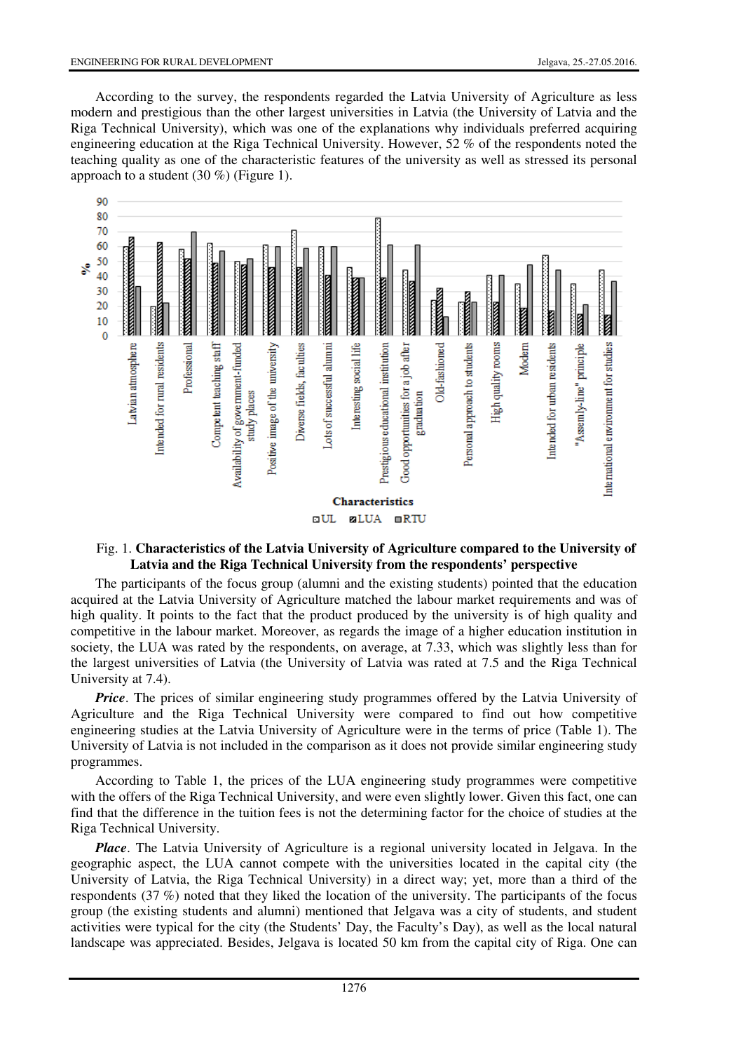According to the survey, the respondents regarded the Latvia University of Agriculture as less modern and prestigious than the other largest universities in Latvia (the University of Latvia and the Riga Technical University), which was one of the explanations why individuals preferred acquiring engineering education at the Riga Technical University. However, 52 % of the respondents noted the teaching quality as one of the characteristic features of the university as well as stressed its personal approach to a student (30 %) (Figure 1).

Fig. 1. **Characteristics of the Latvia University of Agriculture compared to the University of Latvia and the Riga Technical University from the respondents' perspective**

The participants of the focus group (alumni and the existing students) pointed that the education acquired at the Latvia University of Agriculture matched the labour market requirements and was of high quality. It points to the fact that the product produced by the university is of high quality and competitive in the labour market. Moreover, as regards the image of a higher education institution in society, the LUA was rated by the respondents, on average, at 7.33, which was slightly less than for the largest universities of Latvia (the University of Latvia was rated at 7.5 and the Riga Technical University at 7.4).

***Price***. The prices of similar engineering study programmes offered by the Latvia University of Agriculture and the Riga Technical University were compared to find out how competitive engineering studies at the Latvia University of Agriculture were in the terms of price (Table 1). The University of Latvia is not included in the comparison as it does not provide similar engineering study programmes.

According to Table 1, the prices of the LUA engineering study programmes were competitive with the offers of the Riga Technical University, and were even slightly lower. Given this fact, one can find that the difference in the tuition fees is not the determining factor for the choice of studies at the Riga Technical University.

***Place***. The Latvia University of Agriculture is a regional university located in Jelgava. In the geographic aspect, the LUA cannot compete with the universities located in the capital city (the University of Latvia, the Riga Technical University) in a direct way; yet, more than a third of the respondents (37 %) noted that they liked the location of the university. The participants of the focus group (the existing students and alumni) mentioned that Jelgava was a city of students, and student activities were typical for the city (the Students' Day, the Faculty's Day), as well as the local natural landscape was appreciated. Besides, Jelgava is located 50 km from the capital city of Riga. One can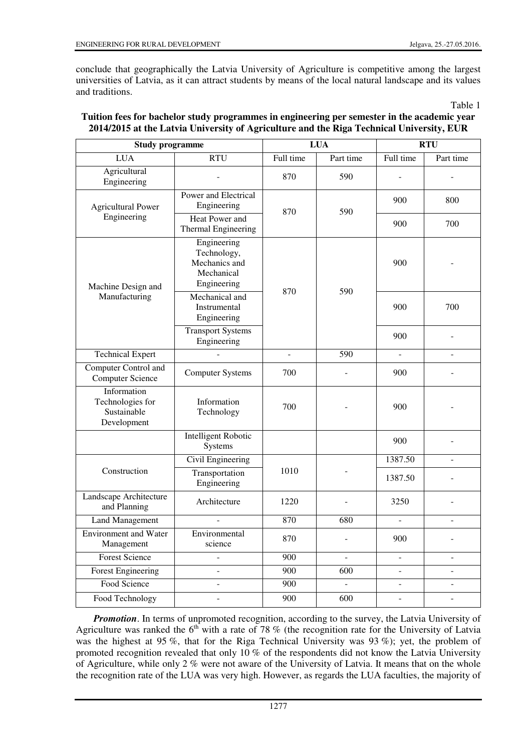conclude that geographically the Latvia University of Agriculture is competitive among the largest universities of Latvia, as it can attract students by means of the local natural landscape and its values and traditions.

Table 1

**Tuition fees for bachelor study programmes in engineering per semester in the academic year 2014/2015 at the Latvia University of Agriculture and the Riga Technical University, EUR**

| Study programme | | LUA | | RTU | |
|---|---|---|---|---|---|
| LUA | RTU | Full time | Part time | Full time | Part time |
| Agricultural Engineering | - | 870 | 590 | - | - |
| Agricultural Power Engineering | Power and Electrical Engineering | 870 | 590 | 900 | 800 |
| | Heat Power and Thermal Engineering | | | 900 | 700 |
| Machine Design and Manufacturing | Engineering Technology, Mechanics and Mechanical Engineering | 870 | 590 | 900 | - |
| | Mechanical and Instrumental Engineering | | | 900 | 700 |
| | Transport Systems Engineering | | | 900 | - |
| Technical Expert | - | - | 590 | - | - |
| Computer Control and Computer Science | Computer Systems | 700 | - | 900 | - |
| Information Technologies for Sustainable Development | Information Technology | 700 | - | 900 | - |
| | Intelligent Robotic Systems | | | 900 | - |
| Construction | Civil Engineering | 1010 | - | 1387.50 | - |
| | Transportation Engineering | | | 1387.50 | - |
| Landscape Architecture and Planning | Architecture | 1220 | - | 3250 | - |
| Land Management | - | 870 | 680 | - | - |
| Environment and Water Management | Environmental science | 870 | - | 900 | - |
| Forest Science | - | 900 | - | - | - |
| Forest Engineering | - | 900 | 600 | - | - |
| Food Science | - | 900 | - | - | - |
| Food Technology | - | 900 | 600 | - | - |

***Promotion***. In terms of unpromoted recognition, according to the survey, the Latvia University of Agriculture was ranked the 6th with a rate of 78 % (the recognition rate for the University of Latvia was the highest at 95 %, that for the Riga Technical University was 93 %); yet, the problem of promoted recognition revealed that only 10 % of the respondents did not know the Latvia University of Agriculture, while only 2 % were not aware of the University of Latvia. It means that on the whole the recognition rate of the LUA was very high. However, as regards the LUA faculties, the majority of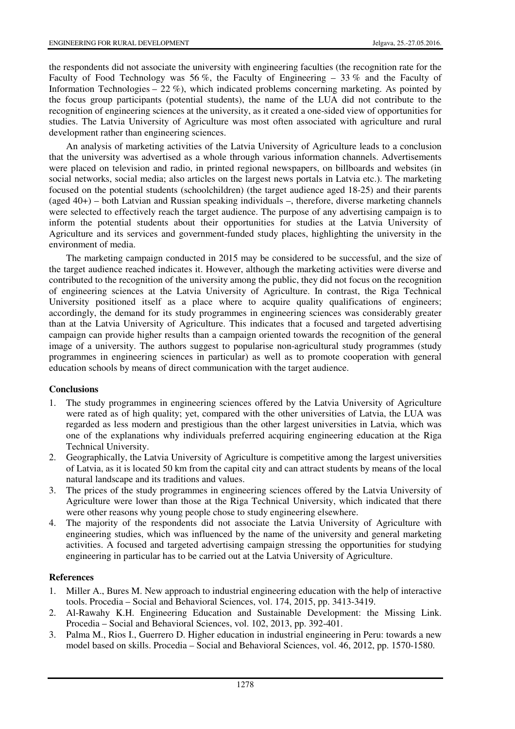the respondents did not associate the university with engineering faculties (the recognition rate for the Faculty of Food Technology was 56 %, the Faculty of Engineering – 33 % and the Faculty of Information Technologies – 22 %), which indicated problems concerning marketing. As pointed by the focus group participants (potential students), the name of the LUA did not contribute to the recognition of engineering sciences at the university, as it created a one-sided view of opportunities for studies. The Latvia University of Agriculture was most often associated with agriculture and rural development rather than engineering sciences.

An analysis of marketing activities of the Latvia University of Agriculture leads to a conclusion that the university was advertised as a whole through various information channels. Advertisements were placed on television and radio, in printed regional newspapers, on billboards and websites (in social networks, social media; also articles on the largest news portals in Latvia etc.). The marketing focused on the potential students (schoolchildren) (the target audience aged 18-25) and their parents (aged 40+) – both Latvian and Russian speaking individuals –, therefore, diverse marketing channels were selected to effectively reach the target audience. The purpose of any advertising campaign is to inform the potential students about their opportunities for studies at the Latvia University of Agriculture and its services and government-funded study places, highlighting the university in the environment of media.

The marketing campaign conducted in 2015 may be considered to be successful, and the size of the target audience reached indicates it. However, although the marketing activities were diverse and contributed to the recognition of the university among the public, they did not focus on the recognition of engineering sciences at the Latvia University of Agriculture. In contrast, the Riga Technical University positioned itself as a place where to acquire quality qualifications of engineers; accordingly, the demand for its study programmes in engineering sciences was considerably greater than at the Latvia University of Agriculture. This indicates that a focused and targeted advertising campaign can provide higher results than a campaign oriented towards the recognition of the general image of a university. The authors suggest to popularise non-agricultural study programmes (study programmes in engineering sciences in particular) as well as to promote cooperation with general education schools by means of direct communication with the target audience.

## Conclusions

1. The study programmes in engineering sciences offered by the Latvia University of Agriculture were rated as of high quality; yet, compared with the other universities of Latvia, the LUA was regarded as less modern and prestigious than the other largest universities in Latvia, which was one of the explanations why individuals preferred acquiring engineering education at the Riga Technical University.
2. Geographically, the Latvia University of Agriculture is competitive among the largest universities of Latvia, as it is located 50 km from the capital city and can attract students by means of the local natural landscape and its traditions and values.
3. The prices of the study programmes in engineering sciences offered by the Latvia University of Agriculture were lower than those at the Riga Technical University, which indicated that there were other reasons why young people chose to study engineering elsewhere.
4. The majority of the respondents did not associate the Latvia University of Agriculture with engineering studies, which was influenced by the name of the university and general marketing activities. A focused and targeted advertising campaign stressing the opportunities for studying engineering in particular has to be carried out at the Latvia University of Agriculture.

## References

1. Miller A., Bures M. New approach to industrial engineering education with the help of interactive tools. Procedia – Social and Behavioral Sciences, vol. 174, 2015, pp. 3413-3419.
2. Al-Rawahy K.H. Engineering Education and Sustainable Development: the Missing Link. Procedia – Social and Behavioral Sciences, vol. 102, 2013, pp. 392-401.
3. Palma M., Rios I., Guerrero D. Higher education in industrial engineering in Peru: towards a new model based on skills. Procedia – Social and Behavioral Sciences, vol. 46, 2012, pp. 1570-1580.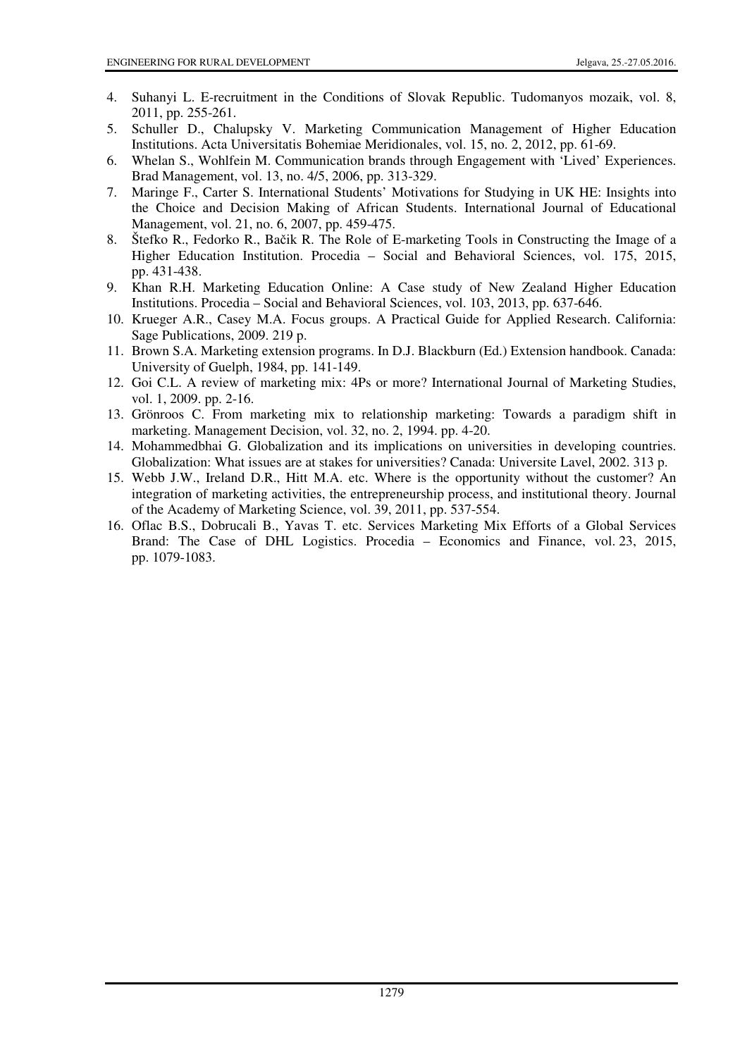4. Suhanyi L. E-recruitment in the Conditions of Slovak Republic. Tudomanyos mozaik, vol. 8, 2011, pp. 255-261.
5. Schuller D., Chalupsky V. Marketing Communication Management of Higher Education Institutions. Acta Universitatis Bohemiae Meridionales, vol. 15, no. 2, 2012, pp. 61-69.
6. Whelan S., Wohlfein M. Communication brands through Engagement with 'Lived' Experiences. Brad Management, vol. 13, no. 4/5, 2006, pp. 313-329.
7. Maringe F., Carter S. International Students' Motivations for Studying in UK HE: Insights into the Choice and Decision Making of African Students. International Journal of Educational Management, vol. 21, no. 6, 2007, pp. 459-475.
8. Štefko R., Fedorko R., Bačik R. The Role of E-marketing Tools in Constructing the Image of a Higher Education Institution. Procedia – Social and Behavioral Sciences, vol. 175, 2015, pp. 431-438.
9. Khan R.H. Marketing Education Online: A Case study of New Zealand Higher Education Institutions. Procedia – Social and Behavioral Sciences, vol. 103, 2013, pp. 637-646.
10. Krueger A.R., Casey M.A. Focus groups. A Practical Guide for Applied Research. California: Sage Publications, 2009. 219 p.
11. Brown S.A. Marketing extension programs. In D.J. Blackburn (Ed.) Extension handbook. Canada: University of Guelph, 1984, pp. 141-149.
12. Goi C.L. A review of marketing mix: 4Ps or more? International Journal of Marketing Studies, vol. 1, 2009. pp. 2-16.
13. Grönroos C. From marketing mix to relationship marketing: Towards a paradigm shift in marketing. Management Decision, vol. 32, no. 2, 1994. pp. 4-20.
14. Mohammedbhai G. Globalization and its implications on universities in developing countries. Globalization: What issues are at stakes for universities? Canada: Universite Lavel, 2002. 313 p.
15. Webb J.W., Ireland D.R., Hitt M.A. etc. Where is the opportunity without the customer? An integration of marketing activities, the entrepreneurship process, and institutional theory. Journal of the Academy of Marketing Science, vol. 39, 2011, pp. 537-554.
16. Oflac B.S., Dobrucali B., Yavas T. etc. Services Marketing Mix Efforts of a Global Services Brand: The Case of DHL Logistics. Procedia – Economics and Finance, vol. 23, 2015, pp. 1079-1083.